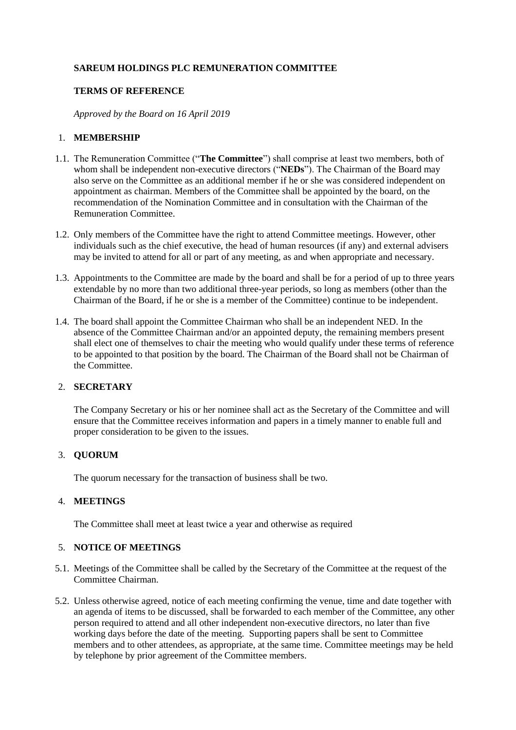**SAREUM HOLDINGS PLC REMUNERATION COMMITTEE**

**TERMS OF REFERENCE**

*Approved by the Board on 16 April 2019*

1. **MEMBERSHIP**

1.1. The Remuneration Committee ("**The Committee**") shall comprise at least two members, both of whom shall be independent non-executive directors ("**NEDs**"). The Chairman of the Board may also serve on the Committee as an additional member if he or she was considered independent on appointment as chairman. Members of the Committee shall be appointed by the board, on the recommendation of the Nomination Committee and in consultation with the Chairman of the Remuneration Committee.

1.2. Only members of the Committee have the right to attend Committee meetings. However, other individuals such as the chief executive, the head of human resources (if any) and external advisers may be invited to attend for all or part of any meeting, as and when appropriate and necessary.

1.3. Appointments to the Committee are made by the board and shall be for a period of up to three years extendable by no more than two additional three-year periods, so long as members (other than the Chairman of the Board, if he or she is a member of the Committee) continue to be independent.

1.4. The board shall appoint the Committee Chairman who shall be an independent NED. In the absence of the Committee Chairman and/or an appointed deputy, the remaining members present shall elect one of themselves to chair the meeting who would qualify under these terms of reference to be appointed to that position by the board. The Chairman of the Board shall not be Chairman of the Committee.

2. **SECRETARY**

The Company Secretary or his or her nominee shall act as the Secretary of the Committee and will ensure that the Committee receives information and papers in a timely manner to enable full and proper consideration to be given to the issues.

3. **QUORUM**

The quorum necessary for the transaction of business shall be two.

4. **MEETINGS**

The Committee shall meet at least twice a year and otherwise as required

5. **NOTICE OF MEETINGS**

5.1. Meetings of the Committee shall be called by the Secretary of the Committee at the request of the Committee Chairman.

5.2. Unless otherwise agreed, notice of each meeting confirming the venue, time and date together with an agenda of items to be discussed, shall be forwarded to each member of the Committee, any other person required to attend and all other independent non-executive directors, no later than five working days before the date of the meeting. Supporting papers shall be sent to Committee members and to other attendees, as appropriate, at the same time. Committee meetings may be held by telephone by prior agreement of the Committee members.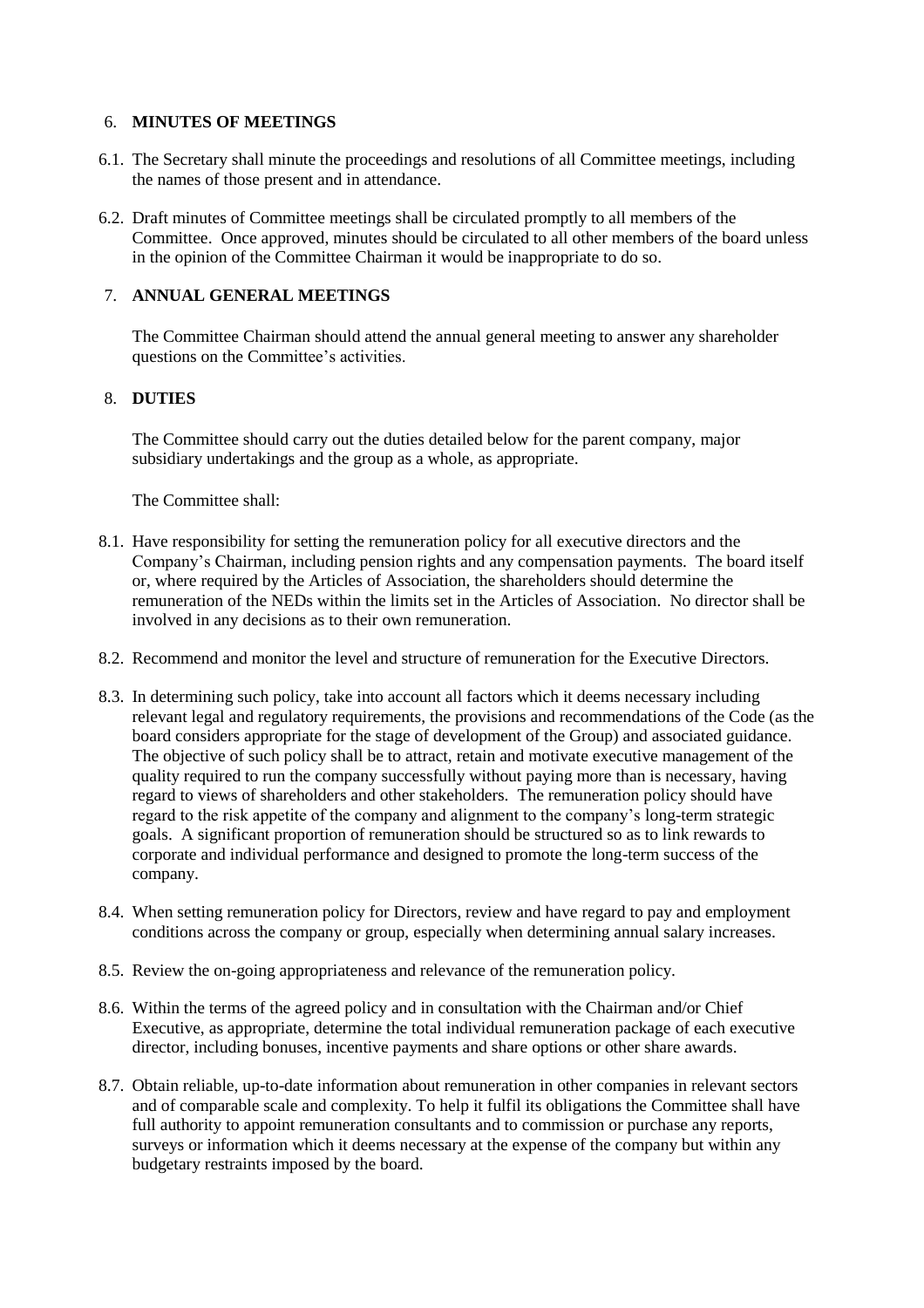## 6. MINUTES OF MEETINGS

6.1. The Secretary shall minute the proceedings and resolutions of all Committee meetings, including the names of those present and in attendance.

6.2. Draft minutes of Committee meetings shall be circulated promptly to all members of the Committee. Once approved, minutes should be circulated to all other members of the board unless in the opinion of the Committee Chairman it would be inappropriate to do so.

## 7. ANNUAL GENERAL MEETINGS

The Committee Chairman should attend the annual general meeting to answer any shareholder questions on the Committee's activities.

## 8. DUTIES

The Committee should carry out the duties detailed below for the parent company, major subsidiary undertakings and the group as a whole, as appropriate.

The Committee shall:

8.1. Have responsibility for setting the remuneration policy for all executive directors and the Company's Chairman, including pension rights and any compensation payments. The board itself or, where required by the Articles of Association, the shareholders should determine the remuneration of the NEDs within the limits set in the Articles of Association. No director shall be involved in any decisions as to their own remuneration.

8.2. Recommend and monitor the level and structure of remuneration for the Executive Directors.

8.3. In determining such policy, take into account all factors which it deems necessary including relevant legal and regulatory requirements, the provisions and recommendations of the Code (as the board considers appropriate for the stage of development of the Group) and associated guidance. The objective of such policy shall be to attract, retain and motivate executive management of the quality required to run the company successfully without paying more than is necessary, having regard to views of shareholders and other stakeholders. The remuneration policy should have regard to the risk appetite of the company and alignment to the company's long-term strategic goals. A significant proportion of remuneration should be structured so as to link rewards to corporate and individual performance and designed to promote the long-term success of the company.

8.4. When setting remuneration policy for Directors, review and have regard to pay and employment conditions across the company or group, especially when determining annual salary increases.

8.5. Review the on-going appropriateness and relevance of the remuneration policy.

8.6. Within the terms of the agreed policy and in consultation with the Chairman and/or Chief Executive, as appropriate, determine the total individual remuneration package of each executive director, including bonuses, incentive payments and share options or other share awards.

8.7. Obtain reliable, up-to-date information about remuneration in other companies in relevant sectors and of comparable scale and complexity. To help it fulfil its obligations the Committee shall have full authority to appoint remuneration consultants and to commission or purchase any reports, surveys or information which it deems necessary at the expense of the company but within any budgetary restraints imposed by the board.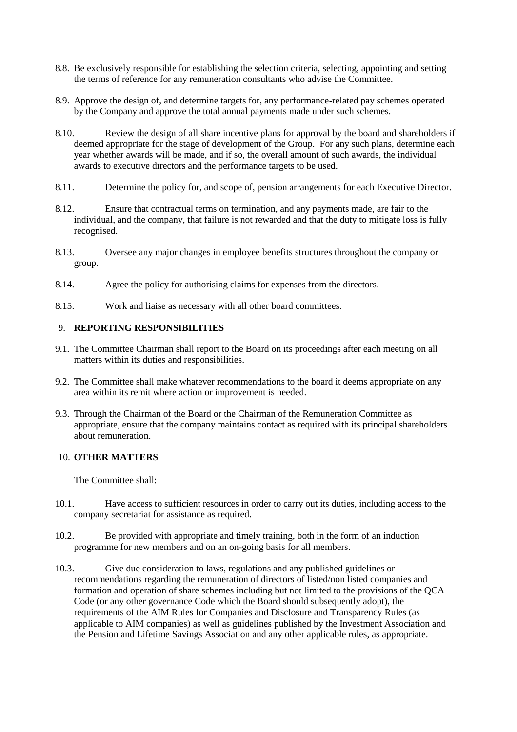8.8. Be exclusively responsible for establishing the selection criteria, selecting, appointing and setting the terms of reference for any remuneration consultants who advise the Committee.

8.9. Approve the design of, and determine targets for, any performance-related pay schemes operated by the Company and approve the total annual payments made under such schemes.

8.10. Review the design of all share incentive plans for approval by the board and shareholders if deemed appropriate for the stage of development of the Group. For any such plans, determine each year whether awards will be made, and if so, the overall amount of such awards, the individual awards to executive directors and the performance targets to be used.

8.11. Determine the policy for, and scope of, pension arrangements for each Executive Director.

8.12. Ensure that contractual terms on termination, and any payments made, are fair to the individual, and the company, that failure is not rewarded and that the duty to mitigate loss is fully recognised.

8.13. Oversee any major changes in employee benefits structures throughout the company or group.

8.14. Agree the policy for authorising claims for expenses from the directors.

8.15. Work and liaise as necessary with all other board committees.

## 9. REPORTING RESPONSIBILITIES

9.1. The Committee Chairman shall report to the Board on its proceedings after each meeting on all matters within its duties and responsibilities.

9.2. The Committee shall make whatever recommendations to the board it deems appropriate on any area within its remit where action or improvement is needed.

9.3. Through the Chairman of the Board or the Chairman of the Remuneration Committee as appropriate, ensure that the company maintains contact as required with its principal shareholders about remuneration.

## 10. OTHER MATTERS

The Committee shall:

10.1. Have access to sufficient resources in order to carry out its duties, including access to the company secretariat for assistance as required.

10.2. Be provided with appropriate and timely training, both in the form of an induction programme for new members and on an on-going basis for all members.

10.3. Give due consideration to laws, regulations and any published guidelines or recommendations regarding the remuneration of directors of listed/non listed companies and formation and operation of share schemes including but not limited to the provisions of the QCA Code (or any other governance Code which the Board should subsequently adopt), the requirements of the AIM Rules for Companies and Disclosure and Transparency Rules (as applicable to AIM companies) as well as guidelines published by the Investment Association and the Pension and Lifetime Savings Association and any other applicable rules, as appropriate.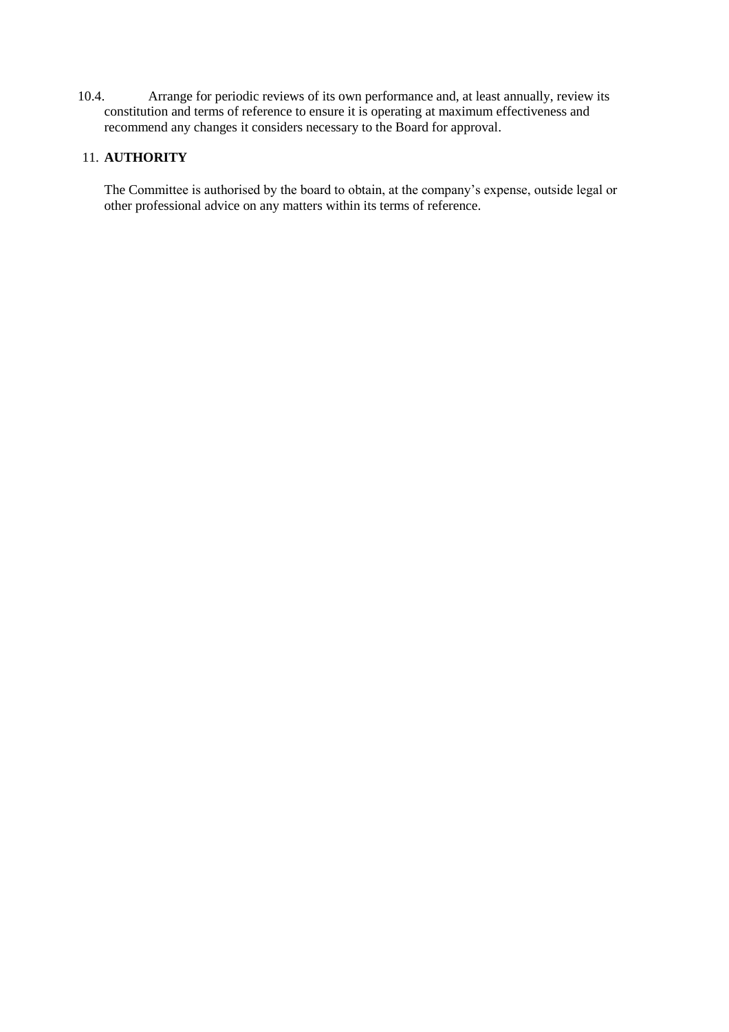10.4. Arrange for periodic reviews of its own performance and, at least annually, review its constitution and terms of reference to ensure it is operating at maximum effectiveness and recommend any changes it considers necessary to the Board for approval.

## 11. AUTHORITY

The Committee is authorised by the board to obtain, at the company's expense, outside legal or other professional advice on any matters within its terms of reference.